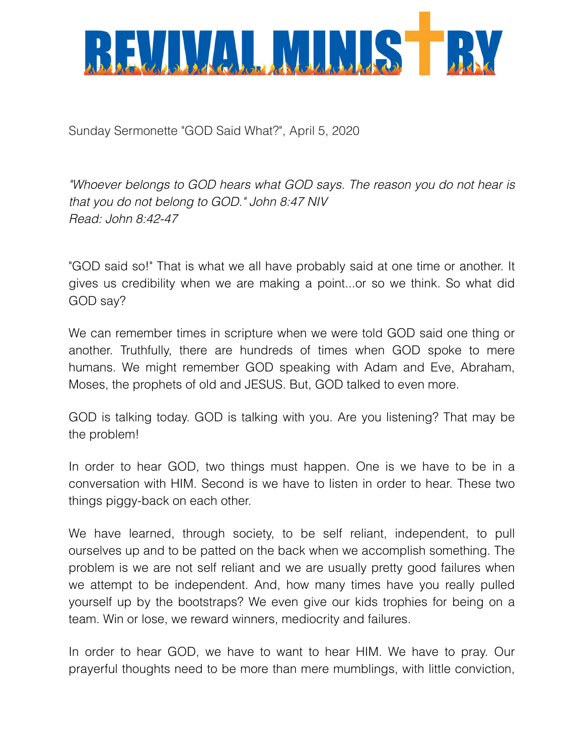# REVIVAL MINISTRY

Sunday Sermonette "GOD Said What?", April 5, 2020

*"Whoever belongs to GOD hears what GOD says. The reason you do not hear is that you do not belong to GOD." John 8:47 NIV*
*Read: John 8:42-47*

"GOD said so!" That is what we all have probably said at one time or another. It gives us credibility when we are making a point...or so we think. So what did GOD say?

We can remember times in scripture when we were told GOD said one thing or another. Truthfully, there are hundreds of times when GOD spoke to mere humans. We might remember GOD speaking with Adam and Eve, Abraham, Moses, the prophets of old and JESUS. But, GOD talked to even more.

GOD is talking today. GOD is talking with you. Are you listening? That may be the problem!

In order to hear GOD, two things must happen. One is we have to be in a conversation with HIM. Second is we have to listen in order to hear. These two things piggy-back on each other.

We have learned, through society, to be self reliant, independent, to pull ourselves up and to be patted on the back when we accomplish something. The problem is we are not self reliant and we are usually pretty good failures when we attempt to be independent. And, how many times have you really pulled yourself up by the bootstraps? We even give our kids trophies for being on a team. Win or lose, we reward winners, mediocrity and failures.

In order to hear GOD, we have to want to hear HIM. We have to pray. Our prayerful thoughts need to be more than mere mumblings, with little conviction,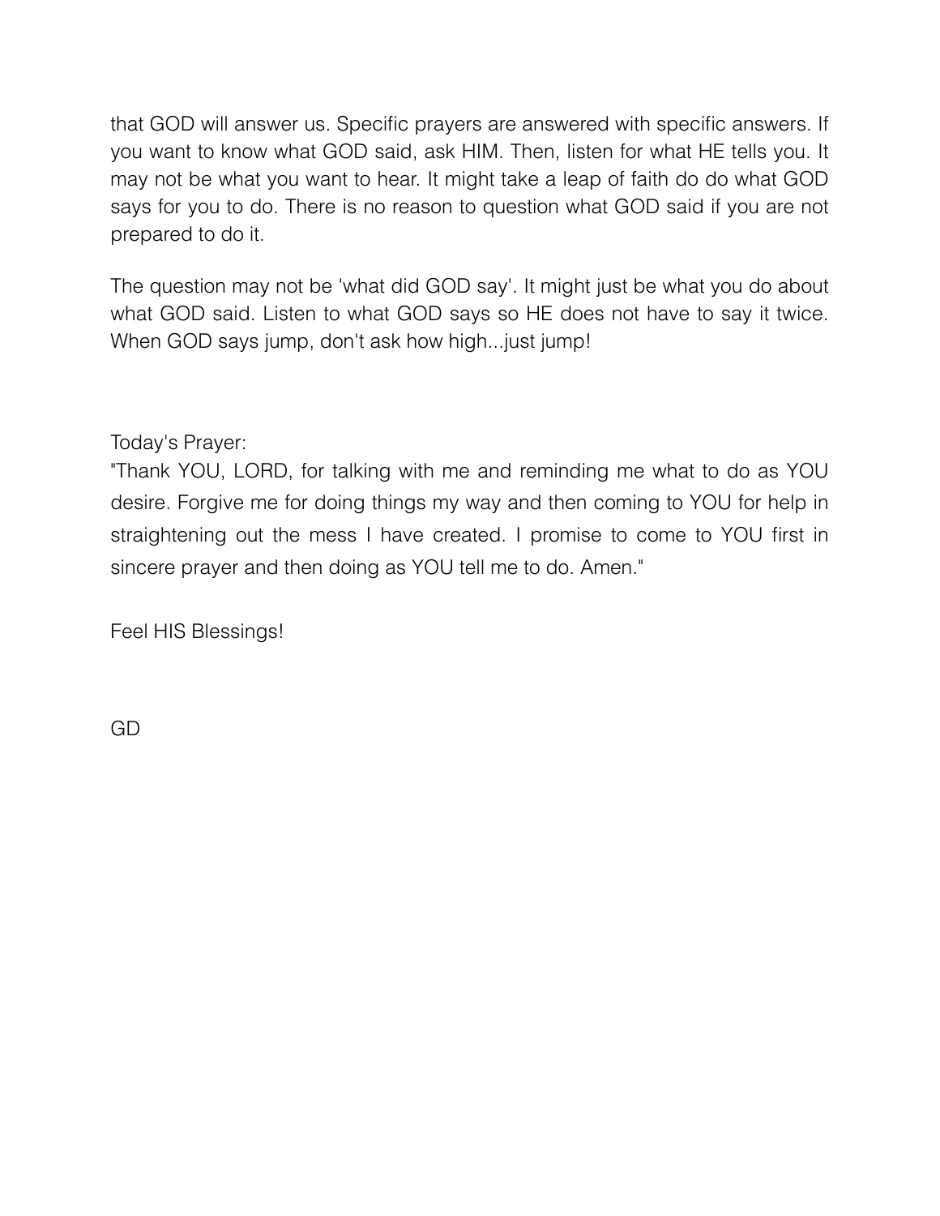that GOD will answer us. Specific prayers are answered with specific answers. If you want to know what GOD said, ask HIM. Then, listen for what HE tells you. It may not be what you want to hear. It might take a leap of faith do do what GOD says for you to do. There is no reason to question what GOD said if you are not prepared to do it.

The question may not be 'what did GOD say'. It might just be what you do about what GOD said. Listen to what GOD says so HE does not have to say it twice. When GOD says jump, don't ask how high...just jump!

Today's Prayer:
"Thank YOU, LORD, for talking with me and reminding me what to do as YOU desire. Forgive me for doing things my way and then coming to YOU for help in straightening out the mess I have created. I promise to come to YOU first in sincere prayer and then doing as YOU tell me to do. Amen."

Feel HIS Blessings!

GD